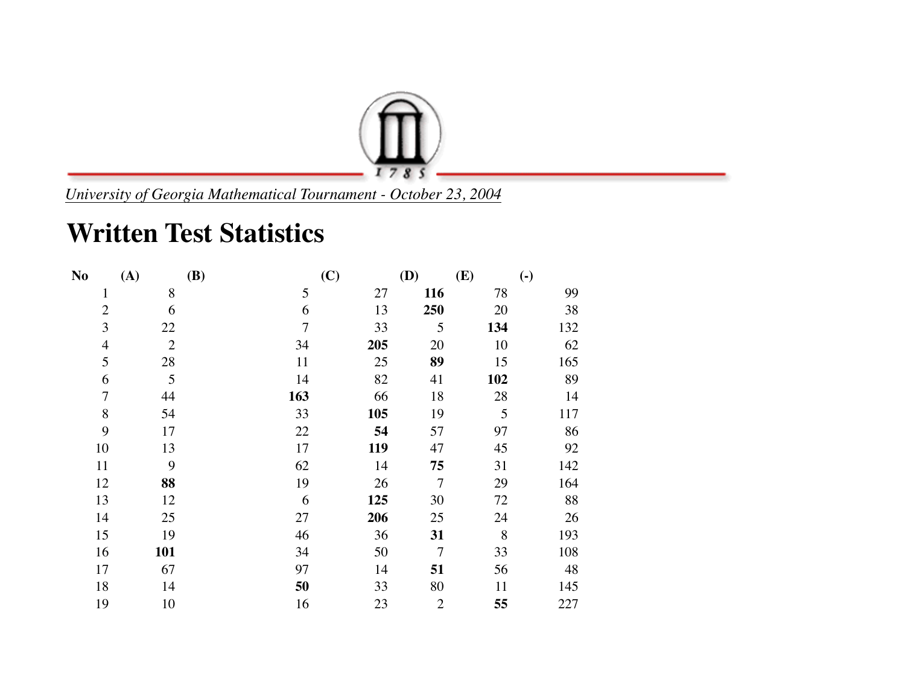*University of Georgia Mathematical Tournament - October 23, 2004*

# Written Test Statistics

| No | (A) | (B) | (C) | (D) | (E) | (-) |
|---|---|---|---|---|---|---|
| 1 | 8 | 5 | 27 | **116** | 78 | 99 |
| 2 | 6 | 6 | 13 | **250** | 20 | 38 |
| 3 | 22 | 7 | 33 | 5 | **134** | 132 |
| 4 | 2 | 34 | **205** | 20 | 10 | 62 |
| 5 | 28 | 11 | 25 | **89** | 15 | 165 |
| 6 | 5 | 14 | 82 | 41 | **102** | 89 |
| 7 | 44 | **163** | 66 | 18 | 28 | 14 |
| 8 | 54 | 33 | **105** | 19 | 5 | 117 |
| 9 | 17 | 22 | **54** | 57 | 97 | 86 |
| 10 | 13 | 17 | **119** | 47 | 45 | 92 |
| 11 | 9 | 62 | 14 | **75** | 31 | 142 |
| 12 | **88** | 19 | 26 | 7 | 29 | 164 |
| 13 | 12 | 6 | **125** | 30 | 72 | 88 |
| 14 | 25 | 27 | **206** | 25 | 24 | 26 |
| 15 | 19 | 46 | 36 | **31** | 8 | 193 |
| 16 | **101** | 34 | 50 | 7 | 33 | 108 |
| 17 | 67 | 97 | 14 | **51** | 56 | 48 |
| 18 | 14 | **50** | 33 | 80 | 11 | 145 |
| 19 | 10 | 16 | 23 | 2 | **55** | 227 |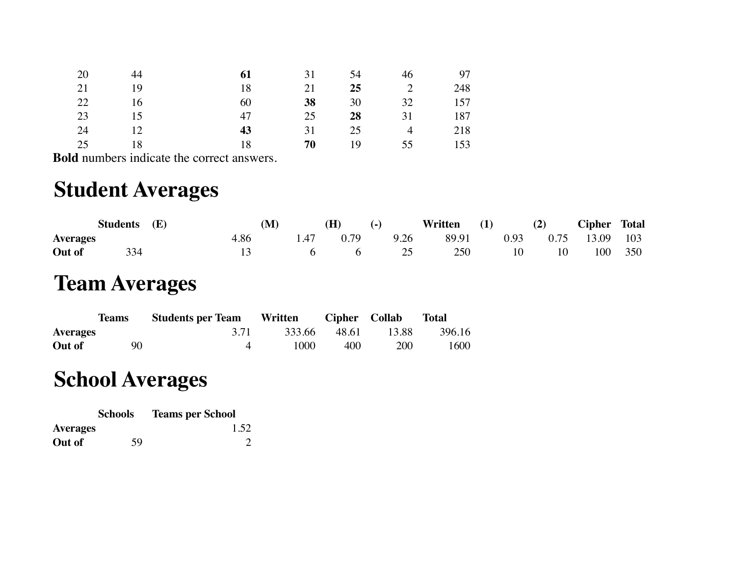| | | | | | | |
|---|---|---|---|---|---|---|
| 20 | 44 | **61** | 31 | 54 | 46 | 97 |
| 21 | 19 | 18 | 21 | **25** | 2 | 248 |
| 22 | 16 | 60 | **38** | 30 | 32 | 157 |
| 23 | 15 | 47 | 25 | **28** | 31 | 187 |
| 24 | 12 | **43** | 31 | 25 | 4 | 218 |
| 25 | 18 | 18 | **70** | 19 | 55 | 153 |

**Bold** numbers indicate the correct answers.

# Student Averages

| | Students | (E) | (M) | (H) | (-) | Written | (1) | (2) | Cipher | Total |
|---|---|---|---|---|---|---|---|---|---|---|
| **Averages** | | 4.86 | 1.47 | 0.79 | 9.26 | 89.91 | 0.93 | 0.75 | 13.09 | 103 |
| **Out of** | 334 | 13 | 6 | 6 | 25 | 250 | 10 | 10 | 100 | 350 |

# Team Averages

| | Teams | Students per Team | Written | Cipher | Collab | Total |
|---|---|---|---|---|---|---|
| **Averages** | | 3.71 | 333.66 | 48.61 | 13.88 | 396.16 |
| **Out of** | 90 | 4 | 1000 | 400 | 200 | 1600 |

# School Averages

| | Schools | Teams per School |
|---|---|---|
| **Averages** | | 1.52 |
| **Out of** | 59 | 2 |